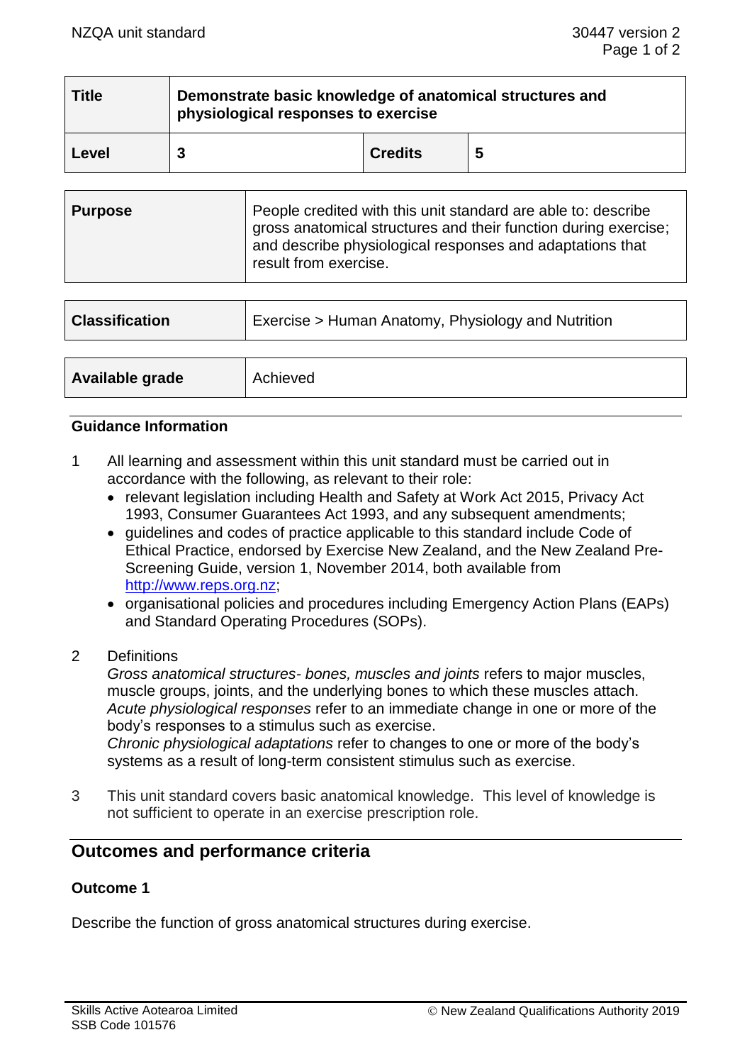| Title | Demonstrate basic knowledge of anatomical structures and physiological responses to exercise | | |
|---|---|---|---|
| Level | 3 | Credits | 5 |

| Purpose | People credited with this unit standard are able to: describe gross anatomical structures and their function during exercise; and describe physiological responses and adaptations that result from exercise. |
|---|---|

| Classification | Exercise > Human Anatomy, Physiology and Nutrition |
|---|---|

| Available grade | Achieved |
|---|---|

### Guidance Information

1 All learning and assessment within this unit standard must be carried out in accordance with the following, as relevant to their role:
   - relevant legislation including Health and Safety at Work Act 2015, Privacy Act 1993, Consumer Guarantees Act 1993, and any subsequent amendments;
   - guidelines and codes of practice applicable to this standard include Code of Ethical Practice, endorsed by Exercise New Zealand, and the New Zealand Pre-Screening Guide, version 1, November 2014, both available from http://www.reps.org.nz;
   - organisational policies and procedures including Emergency Action Plans (EAPs) and Standard Operating Procedures (SOPs).

2 Definitions

   *Gross anatomical structures- bones, muscles and joints* refers to major muscles, muscle groups, joints, and the underlying bones to which these muscles attach.
   *Acute physiological responses* refer to an immediate change in one or more of the body's responses to a stimulus such as exercise.
   *Chronic physiological adaptations* refer to changes to one or more of the body's systems as a result of long-term consistent stimulus such as exercise.

3 This unit standard covers basic anatomical knowledge. This level of knowledge is not sufficient to operate in an exercise prescription role.

## Outcomes and performance criteria

### Outcome 1

Describe the function of gross anatomical structures during exercise.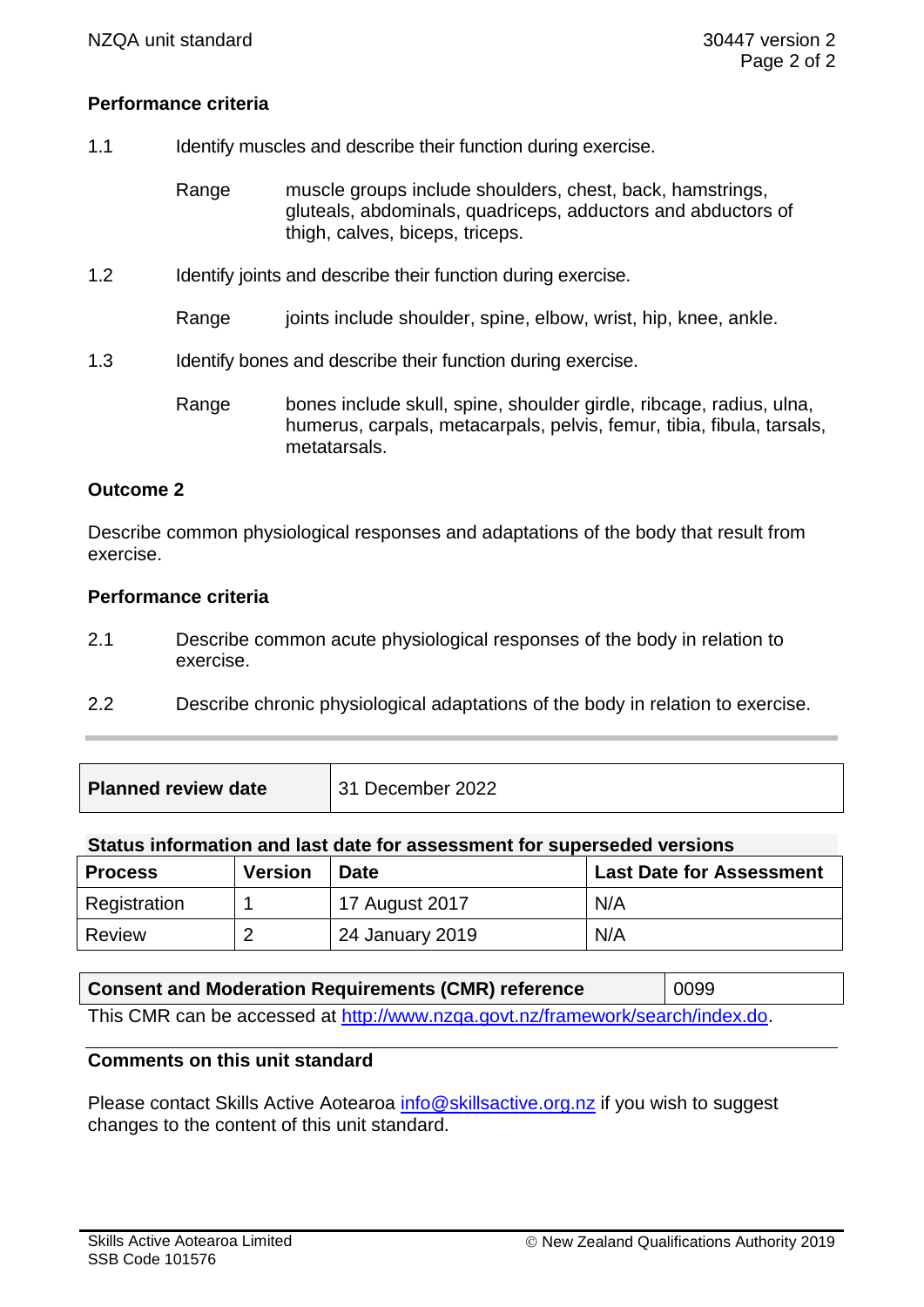**Performance criteria**

1.1 Identify muscles and describe their function during exercise.

Range muscle groups include shoulders, chest, back, hamstrings, gluteals, abdominals, quadriceps, adductors and abductors of thigh, calves, biceps, triceps.

1.2 Identify joints and describe their function during exercise.

Range joints include shoulder, spine, elbow, wrist, hip, knee, ankle.

1.3 Identify bones and describe their function during exercise.

Range bones include skull, spine, shoulder girdle, ribcage, radius, ulna, humerus, carpals, metacarpals, pelvis, femur, tibia, fibula, tarsals, metatarsals.

## Outcome 2

Describe common physiological responses and adaptations of the body that result from exercise.

**Performance criteria**

2.1 Describe common acute physiological responses of the body in relation to exercise.

2.2 Describe chronic physiological adaptations of the body in relation to exercise.

| | |
|---|---|
| **Planned review date** | 31 December 2022 |

**Status information and last date for assessment for superseded versions**

| Process | Version | Date | Last Date for Assessment |
|---|---|---|---|
| Registration | 1 | 17 August 2017 | N/A |
| Review | 2 | 24 January 2019 | N/A |

| | |
|---|---|
| **Consent and Moderation Requirements (CMR) reference** | 0099 |

This CMR can be accessed at http://www.nzqa.govt.nz/framework/search/index.do.

**Comments on this unit standard**

Please contact Skills Active Aotearoa info@skillsactive.org.nz if you wish to suggest changes to the content of this unit standard.